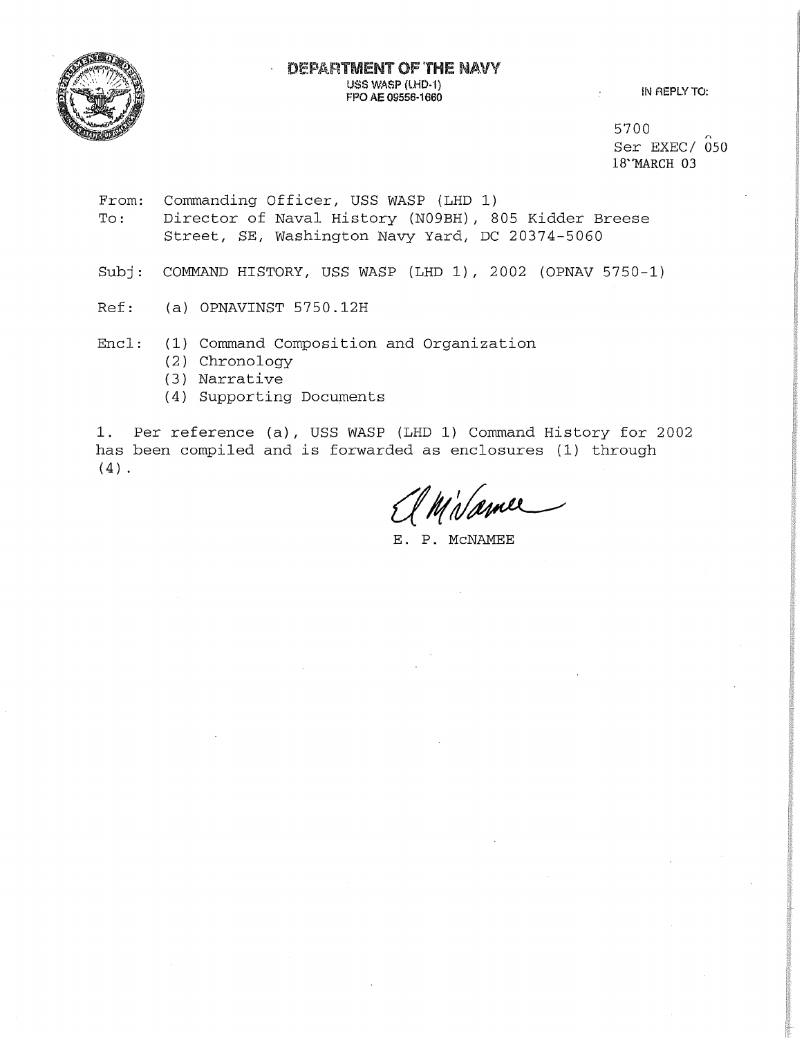**DEPARTMENT OF THE NAVY**
USS WASP (LHD-1)
FPO AE 09556-1660

IN REPLY TO:

5700
Ser EXEC/ 050
18 MARCH 03

From: Commanding Officer, USS WASP (LHD 1)
To: Director of Naval History (N09BH), 805 Kidder Breese Street, SE, Washington Navy Yard, DC 20374-5060

Subj: COMMAND HISTORY, USS WASP (LHD 1), 2002 (OPNAV 5750-1)

Ref: (a) OPNAVINST 5750.12H

Encl: (1) Command Composition and Organization
(2) Chronology
(3) Narrative
(4) Supporting Documents

1. Per reference (a), USS WASP (LHD 1) Command History for 2002 has been compiled and is forwarded as enclosures (1) through (4).

E. P. McNAMEE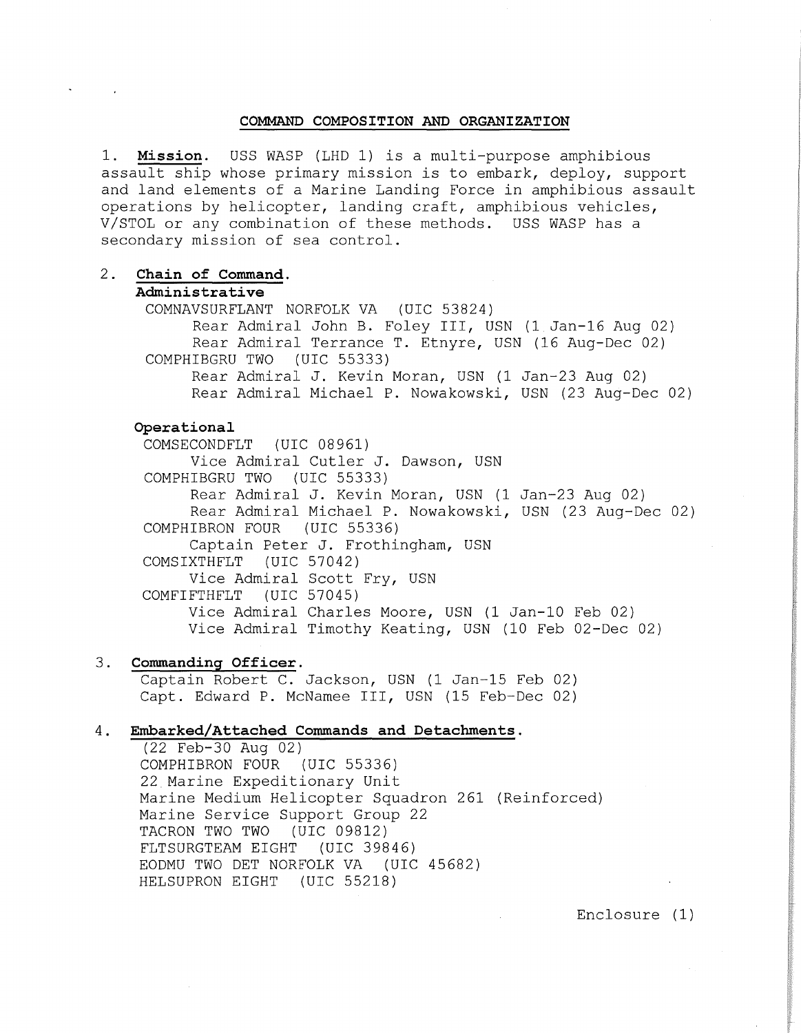## COMMAND COMPOSITION AND ORGANIZATION

1. **Mission**. USS WASP (LHD 1) is a multi-purpose amphibious assault ship whose primary mission is to embark, deploy, support and land elements of a Marine Landing Force in amphibious assault operations by helicopter, landing craft, amphibious vehicles, V/STOL or any combination of these methods. USS WASP has a secondary mission of sea control.

2. **Chain of Command**.

**Administrative**

COMNAVSURFLANT NORFOLK VA (UIC 53824)
- Rear Admiral John B. Foley III, USN (1 Jan-16 Aug 02)
- Rear Admiral Terrance T. Etnyre, USN (16 Aug-Dec 02)

COMPHIBGRU TWO (UIC 55333)
- Rear Admiral J. Kevin Moran, USN (1 Jan-23 Aug 02)
- Rear Admiral Michael P. Nowakowski, USN (23 Aug-Dec 02)

**Operational**

COMSECONDFLT (UIC 08961)
- Vice Admiral Cutler J. Dawson, USN

COMPHIBGRU TWO (UIC 55333)
- Rear Admiral J. Kevin Moran, USN (1 Jan-23 Aug 02)
- Rear Admiral Michael P. Nowakowski, USN (23 Aug-Dec 02)

COMPHIBRON FOUR (UIC 55336)
- Captain Peter J. Frothingham, USN

COMSIXTHFLT (UIC 57042)
- Vice Admiral Scott Fry, USN

COMFIFTHFLT (UIC 57045)
- Vice Admiral Charles Moore, USN (1 Jan-10 Feb 02)
- Vice Admiral Timothy Keating, USN (10 Feb 02-Dec 02)

3. **Commanding Officer**.

Captain Robert C. Jackson, USN (1 Jan-15 Feb 02)
Capt. Edward P. McNamee III, USN (15 Feb-Dec 02)

4. **Embarked/Attached Commands and Detachments**.

(22 Feb-30 Aug 02)
COMPHIBRON FOUR (UIC 55336)
22 Marine Expeditionary Unit
Marine Medium Helicopter Squadron 261 (Reinforced)
Marine Service Support Group 22
TACRON TWO TWO (UIC 09812)
FLTSURGTEAM EIGHT (UIC 39846)
EODMU TWO DET NORFOLK VA (UIC 45682)
HELSUPRON EIGHT (UIC 55218)

Enclosure (1)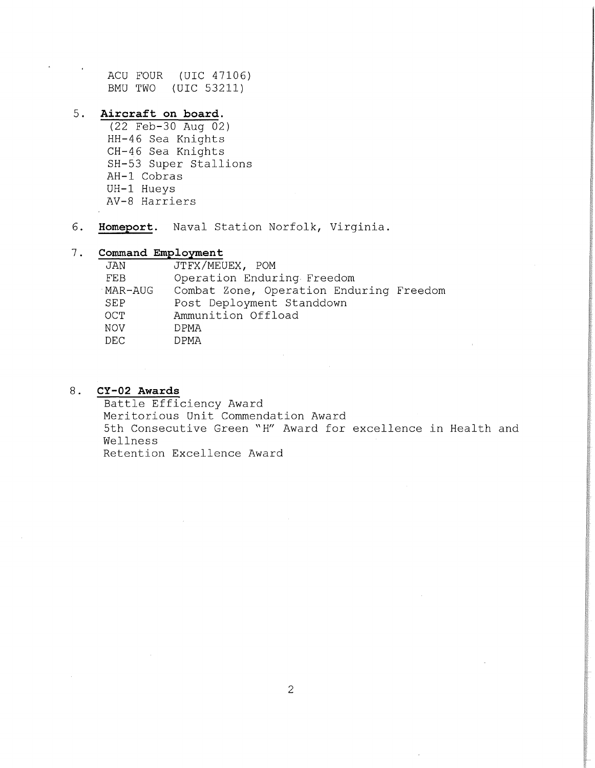ACU FOUR (UIC 47106)
BMU TWO (UIC 53211)

5. **Aircraft on board.**
   (22 Feb-30 Aug 02)
   HH-46 Sea Knights
   CH-46 Sea Knights
   SH-53 Super Stallions
   AH-1 Cobras
   UH-1 Hueys
   AV-8 Harriers

6. **Homeport.** Naval Station Norfolk, Virginia.

7. **Command Employment**

| | |
|---|---|
| JAN | JTFX/MEUEX, POM |
| FEB | Operation Enduring Freedom |
| MAR-AUG | Combat Zone, Operation Enduring Freedom |
| SEP | Post Deployment Standdown |
| OCT | Ammunition Offload |
| NOV | DPMA |
| DEC | DPMA |

8. **CY-02 Awards**
   Battle Efficiency Award
   Meritorious Unit Commendation Award
   5th Consecutive Green "H" Award for excellence in Health and Wellness
   Retention Excellence Award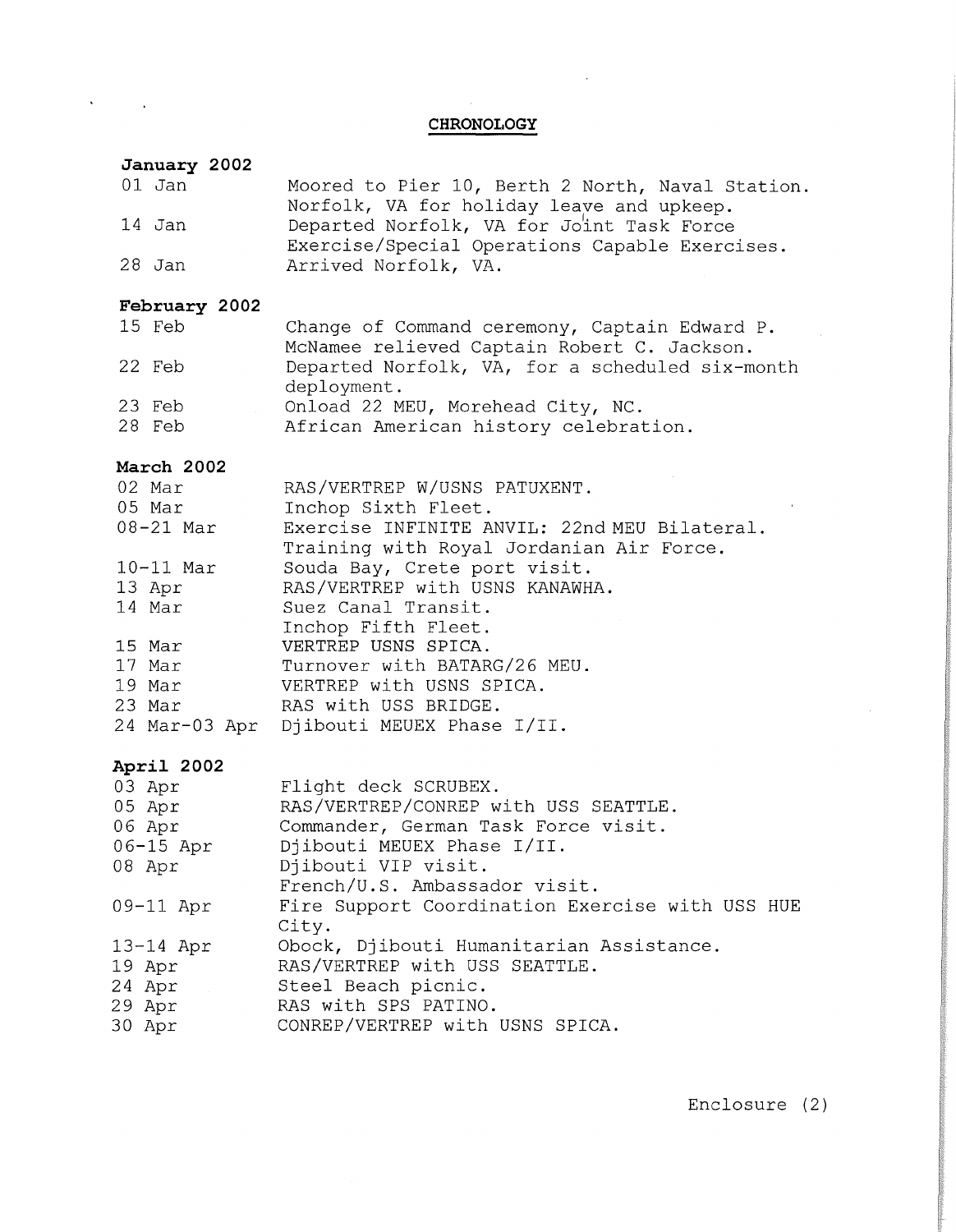# CHRONOLOGY

**January 2002**

| | |
|---|---|
| 01 Jan | Moored to Pier 10, Berth 2 North, Naval Station. Norfolk, VA for holiday leave and upkeep. |
| 14 Jan | Departed Norfolk, VA for Joint Task Force Exercise/Special Operations Capable Exercises. |
| 28 Jan | Arrived Norfolk, VA. |

**February 2002**

| | |
|---|---|
| 15 Feb | Change of Command ceremony, Captain Edward P. McNamee relieved Captain Robert C. Jackson. |
| 22 Feb | Departed Norfolk, VA, for a scheduled six-month deployment. |
| 23 Feb | Onload 22 MEU, Morehead City, NC. |
| 28 Feb | African American history celebration. |

**March 2002**

| | |
|---|---|
| 02 Mar | RAS/VERTREP W/USNS PATUXENT. |
| 05 Mar | Inchop Sixth Fleet. |
| 08-21 Mar | Exercise INFINITE ANVIL: 22nd MEU Bilateral. Training with Royal Jordanian Air Force. |
| 10-11 Mar | Souda Bay, Crete port visit. |
| 13 Apr | RAS/VERTREP with USNS KANAWHA. |
| 14 Mar | Suez Canal Transit. Inchop Fifth Fleet. |
| 15 Mar | VERTREP USNS SPICA. |
| 17 Mar | Turnover with BATARG/26 MEU. |
| 19 Mar | VERTREP with USNS SPICA. |
| 23 Mar | RAS with USS BRIDGE. |
| 24 Mar-03 Apr | Djibouti MEUEX Phase I/II. |

**April 2002**

| | |
|---|---|
| 03 Apr | Flight deck SCRUBEX. |
| 05 Apr | RAS/VERTREP/CONREP with USS SEATTLE. |
| 06 Apr | Commander, German Task Force visit. |
| 06-15 Apr | Djibouti MEUEX Phase I/II. |
| 08 Apr | Djibouti VIP visit. French/U.S. Ambassador visit. |
| 09-11 Apr | Fire Support Coordination Exercise with USS HUE City. |
| 13-14 Apr | Obock, Djibouti Humanitarian Assistance. |
| 19 Apr | RAS/VERTREP with USS SEATTLE. |
| 24 Apr | Steel Beach picnic. |
| 29 Apr | RAS with SPS PATINO. |
| 30 Apr | CONREP/VERTREP with USNS SPICA. |

Enclosure (2)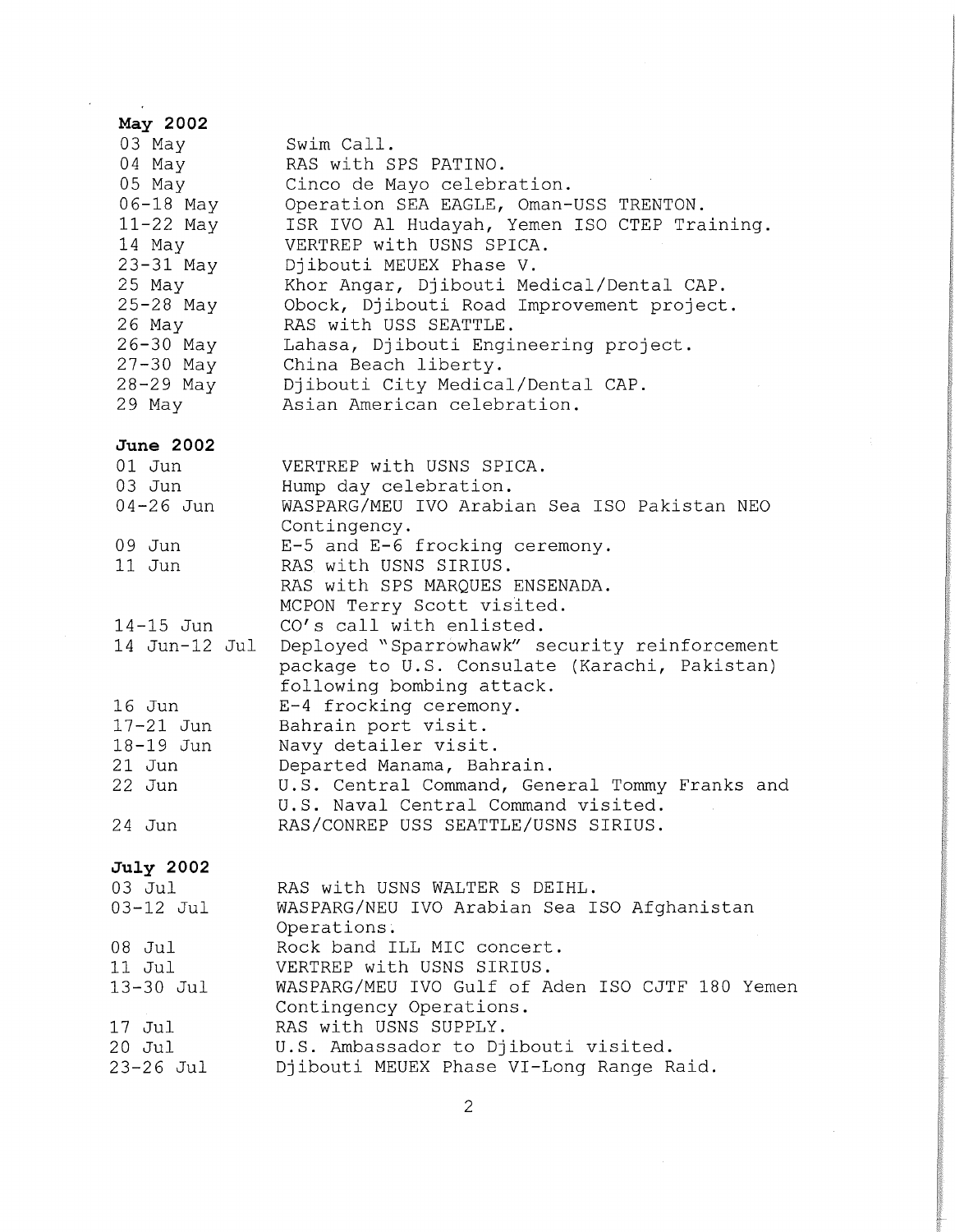**May 2002**

| | |
|---|---|
| 03 May | Swim Call. |
| 04 May | RAS with SPS PATINO. |
| 05 May | Cinco de Mayo celebration. |
| 06-18 May | Operation SEA EAGLE, Oman-USS TRENTON. |
| 11-22 May | ISR IVO Al Hudayah, Yemen ISO CTEP Training. |
| 14 May | VERTREP with USNS SPICA. |
| 23-31 May | Djibouti MEUEX Phase V. |
| 25 May | Khor Angar, Djibouti Medical/Dental CAP. |
| 25-28 May | Obock, Djibouti Road Improvement project. |
| 26 May | RAS with USS SEATTLE. |
| 26-30 May | Lahasa, Djibouti Engineering project. |
| 27-30 May | China Beach liberty. |
| 28-29 May | Djibouti City Medical/Dental CAP. |
| 29 May | Asian American celebration. |

**June 2002**

| | |
|---|---|
| 01 Jun | VERTREP with USNS SPICA. |
| 03 Jun | Hump day celebration. |
| 04-26 Jun | WASPARG/MEU IVO Arabian Sea ISO Pakistan NEO Contingency. |
| 09 Jun | E-5 and E-6 frocking ceremony. |
| 11 Jun | RAS with USNS SIRIUS. |
| | RAS with SPS MARQUES ENSENADA. |
| | MCPON Terry Scott visited. |
| 14-15 Jun | CO's call with enlisted. |
| 14 Jun-12 Jul | Deployed "Sparrowhawk" security reinforcement package to U.S. Consulate (Karachi, Pakistan) following bombing attack. |
| 16 Jun | E-4 frocking ceremony. |
| 17-21 Jun | Bahrain port visit. |
| 18-19 Jun | Navy detailer visit. |
| 21 Jun | Departed Manama, Bahrain. |
| 22 Jun | U.S. Central Command, General Tommy Franks and U.S. Naval Central Command visited. |
| 24 Jun | RAS/CONREP USS SEATTLE/USNS SIRIUS. |

**July 2002**

| | |
|---|---|
| 03 Jul | RAS with USNS WALTER S DEIHL. |
| 03-12 Jul | WASPARG/NEU IVO Arabian Sea ISO Afghanistan Operations. |
| 08 Jul | Rock band ILL MIC concert. |
| 11 Jul | VERTREP with USNS SIRIUS. |
| 13-30 Jul | WASPARG/MEU IVO Gulf of Aden ISO CJTF 180 Yemen Contingency Operations. |
| 17 Jul | RAS with USNS SUPPLY. |
| 20 Jul | U.S. Ambassador to Djibouti visited. |
| 23-26 Jul | Djibouti MEUEX Phase VI-Long Range Raid. |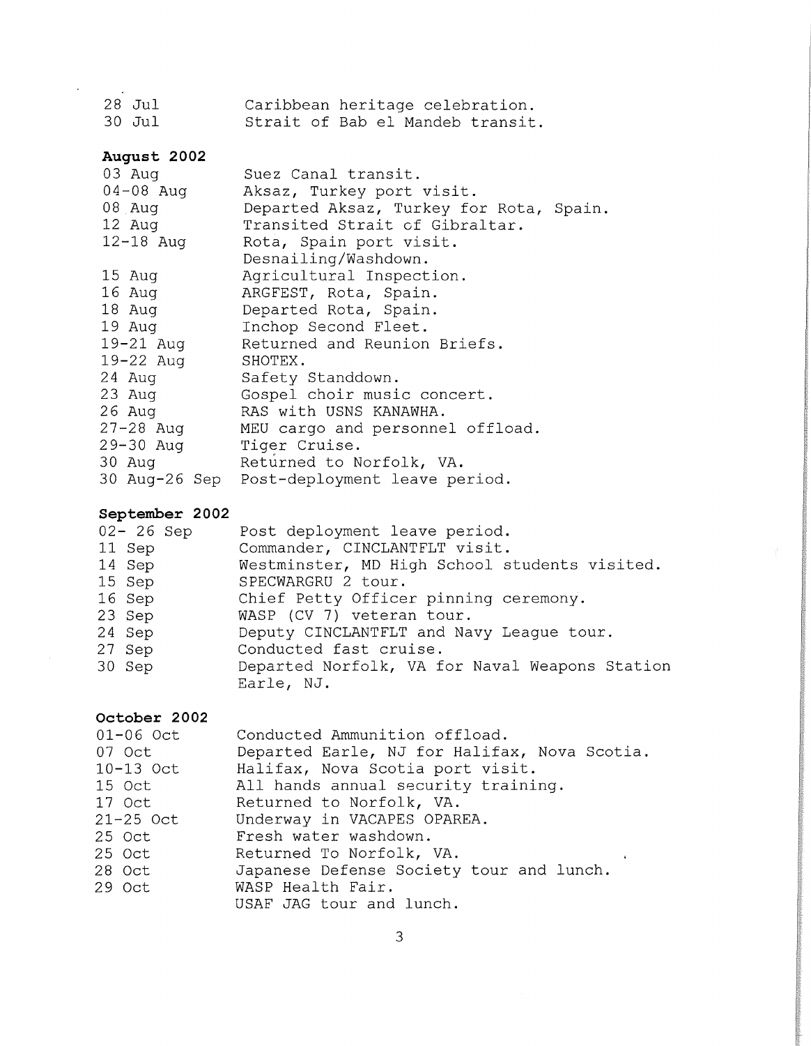| | |
|---|---|
| 28 Jul | Caribbean heritage celebration. |
| 30 Jul | Strait of Bab el Mandeb transit. |

**August 2002**

| | |
|---|---|
| 03 Aug | Suez Canal transit. |
| 04-08 Aug | Aksaz, Turkey port visit. |
| 08 Aug | Departed Aksaz, Turkey for Rota, Spain. |
| 12 Aug | Transited Strait of Gibraltar. |
| 12-18 Aug | Rota, Spain port visit. Desnailing/Washdown. |
| 15 Aug | Agricultural Inspection. |
| 16 Aug | ARGFEST, Rota, Spain. |
| 18 Aug | Departed Rota, Spain. |
| 19 Aug | Inchop Second Fleet. |
| 19-21 Aug | Returned and Reunion Briefs. |
| 19-22 Aug | SHOTEX. |
| 24 Aug | Safety Standdown. |
| 23 Aug | Gospel choir music concert. |
| 26 Aug | RAS with USNS KANAWHA. |
| 27-28 Aug | MEU cargo and personnel offload. |
| 29-30 Aug | Tiger Cruise. |
| 30 Aug | Returned to Norfolk, VA. |
| 30 Aug-26 Sep | Post-deployment leave period. |

**September 2002**

| | |
|---|---|
| 02- 26 Sep | Post deployment leave period. |
| 11 Sep | Commander, CINCLANTFLT visit. |
| 14 Sep | Westminster, MD High School students visited. |
| 15 Sep | SPECWARGRU 2 tour. |
| 16 Sep | Chief Petty Officer pinning ceremony. |
| 23 Sep | WASP (CV 7) veteran tour. |
| 24 Sep | Deputy CINCLANTFLT and Navy League tour. |
| 27 Sep | Conducted fast cruise. |
| 30 Sep | Departed Norfolk, VA for Naval Weapons Station Earle, NJ. |

**October 2002**

| | |
|---|---|
| 01-06 Oct | Conducted Ammunition offload. |
| 07 Oct | Departed Earle, NJ for Halifax, Nova Scotia. |
| 10-13 Oct | Halifax, Nova Scotia port visit. |
| 15 Oct | All hands annual security training. |
| 17 Oct | Returned to Norfolk, VA. |
| 21-25 Oct | Underway in VACAPES OPAREA. |
| 25 Oct | Fresh water washdown. |
| 25 Oct | Returned To Norfolk, VA. |
| 28 Oct | Japanese Defense Society tour and lunch. |
| 29 Oct | WASP Health Fair. USAF JAG tour and lunch. |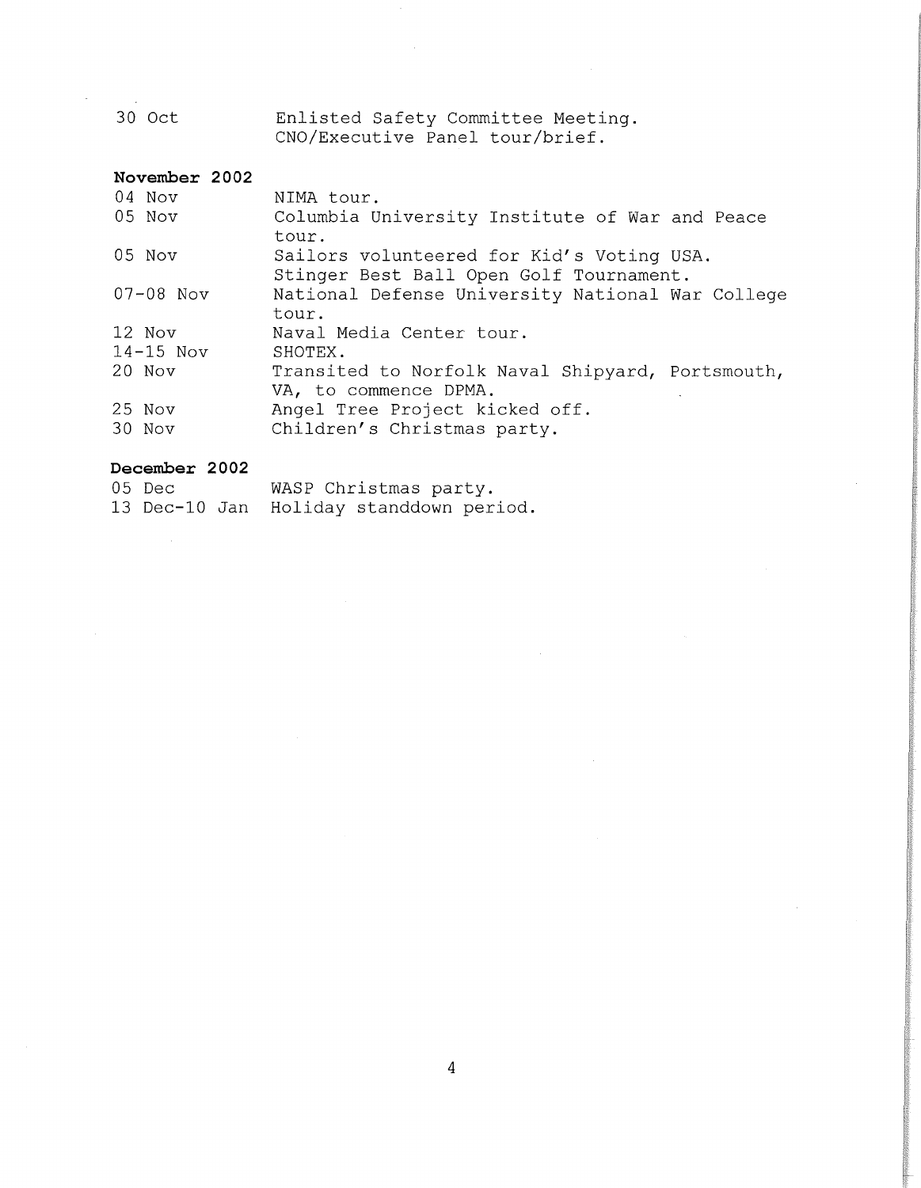| | |
|---|---|
| 30 Oct | Enlisted Safety Committee Meeting. CNO/Executive Panel tour/brief. |

**November 2002**

| | |
|---|---|
| 04 Nov | NIMA tour. |
| 05 Nov | Columbia University Institute of War and Peace tour. |
| 05 Nov | Sailors volunteered for Kid's Voting USA. Stinger Best Ball Open Golf Tournament. |
| 07-08 Nov | National Defense University National War College tour. |
| 12 Nov | Naval Media Center tour. |
| 14-15 Nov | SHOTEX. |
| 20 Nov | Transited to Norfolk Naval Shipyard, Portsmouth, VA, to commence DPMA. |
| 25 Nov | Angel Tree Project kicked off. |
| 30 Nov | Children's Christmas party. |

**December 2002**

| | |
|---|---|
| 05 Dec | WASP Christmas party. |
| 13 Dec-10 Jan | Holiday standdown period. |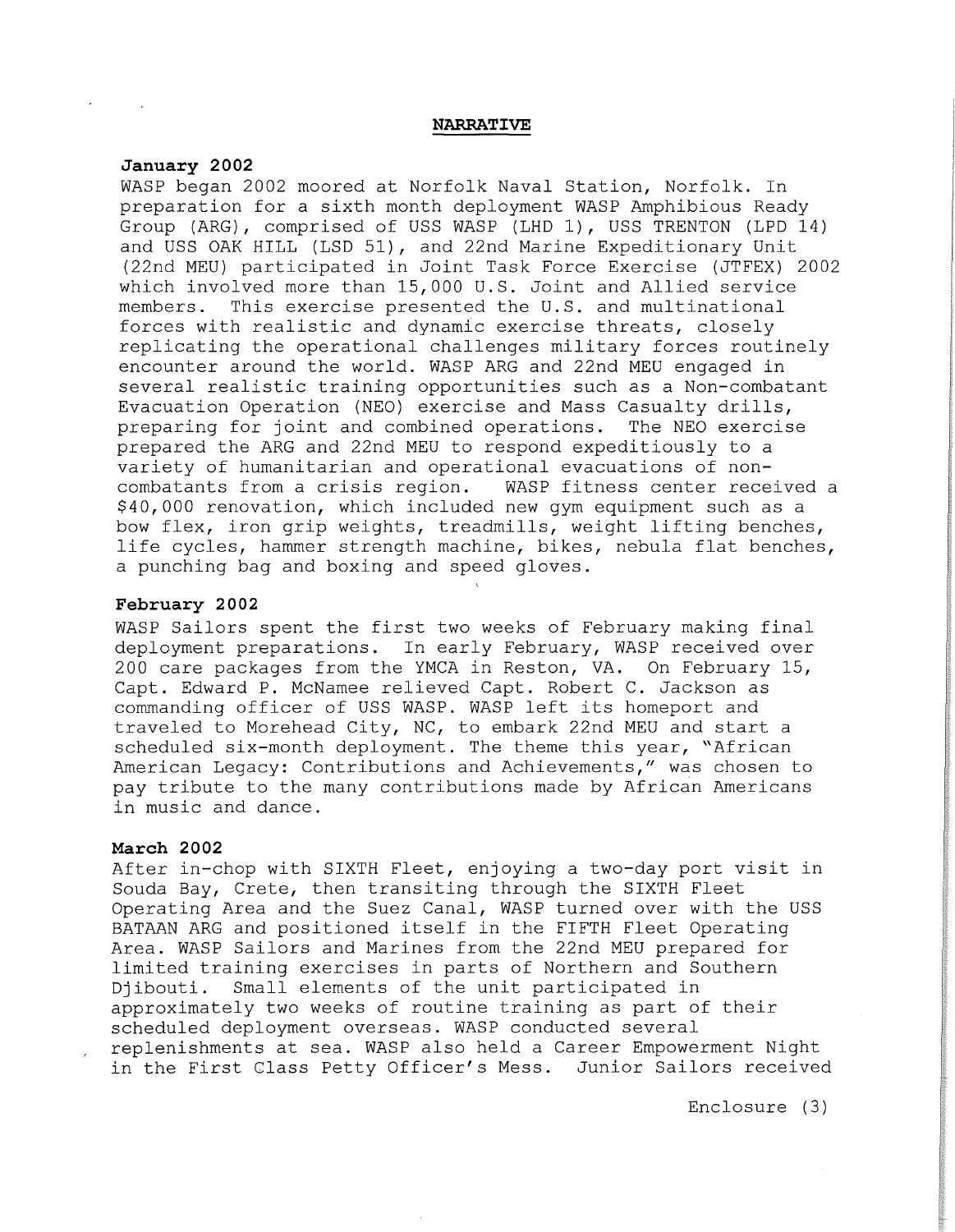## NARRATIVE

**January 2002**

WASP began 2002 moored at Norfolk Naval Station, Norfolk. In preparation for a sixth month deployment WASP Amphibious Ready Group (ARG), comprised of USS WASP (LHD 1), USS TRENTON (LPD 14) and USS OAK HILL (LSD 51), and 22nd Marine Expeditionary Unit (22nd MEU) participated in Joint Task Force Exercise (JTFEX) 2002 which involved more than 15,000 U.S. Joint and Allied service members. This exercise presented the U.S. and multinational forces with realistic and dynamic exercise threats, closely replicating the operational challenges military forces routinely encounter around the world. WASP ARG and 22nd MEU engaged in several realistic training opportunities such as a Non-combatant Evacuation Operation (NEO) exercise and Mass Casualty drills, preparing for joint and combined operations. The NEO exercise prepared the ARG and 22nd MEU to respond expeditiously to a variety of humanitarian and operational evacuations of non-combatants from a crisis region. WASP fitness center received a $40,000 renovation, which included new gym equipment such as a bow flex, iron grip weights, treadmills, weight lifting benches, life cycles, hammer strength machine, bikes, nebula flat benches, a punching bag and boxing and speed gloves.

**February 2002**

WASP Sailors spent the first two weeks of February making final deployment preparations. In early February, WASP received over 200 care packages from the YMCA in Reston, VA. On February 15, Capt. Edward P. McNamee relieved Capt. Robert C. Jackson as commanding officer of USS WASP. WASP left its homeport and traveled to Morehead City, NC, to embark 22nd MEU and start a scheduled six-month deployment. The theme this year, "African American Legacy: Contributions and Achievements," was chosen to pay tribute to the many contributions made by African Americans in music and dance.

**March 2002**

After in-chop with SIXTH Fleet, enjoying a two-day port visit in Souda Bay, Crete, then transiting through the SIXTH Fleet Operating Area and the Suez Canal, WASP turned over with the USS BATAAN ARG and positioned itself in the FIFTH Fleet Operating Area. WASP Sailors and Marines from the 22nd MEU prepared for limited training exercises in parts of Northern and Southern Djibouti. Small elements of the unit participated in approximately two weeks of routine training as part of their scheduled deployment overseas. WASP conducted several replenishments at sea. WASP also held a Career Empowerment Night in the First Class Petty Officer's Mess. Junior Sailors received

Enclosure (3)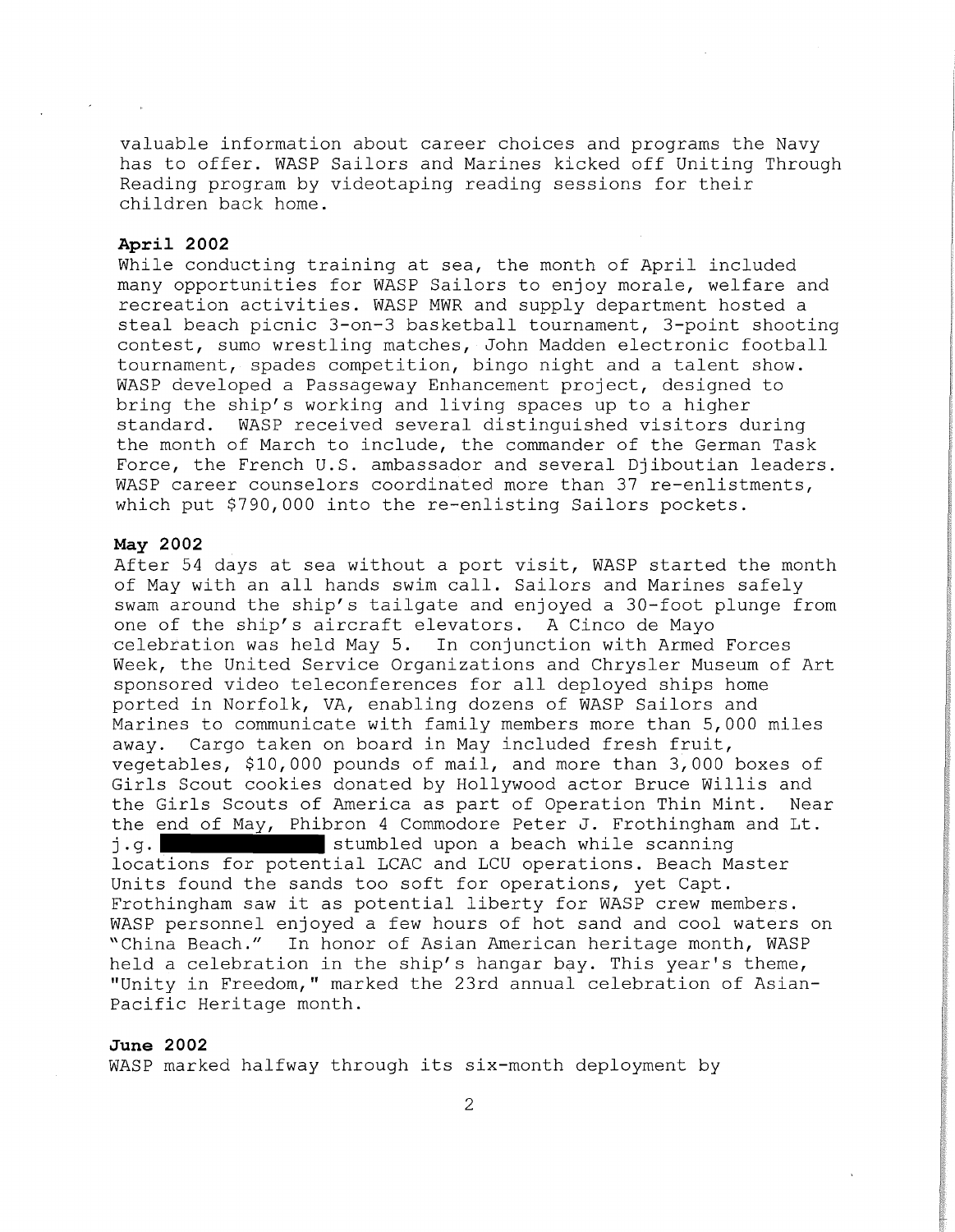valuable information about career choices and programs the Navy has to offer. WASP Sailors and Marines kicked off Uniting Through Reading program by videotaping reading sessions for their children back home.

**April 2002**

While conducting training at sea, the month of April included many opportunities for WASP Sailors to enjoy morale, welfare and recreation activities. WASP MWR and supply department hosted a steal beach picnic 3-on-3 basketball tournament, 3-point shooting contest, sumo wrestling matches, John Madden electronic football tournament, spades competition, bingo night and a talent show. WASP developed a Passageway Enhancement project, designed to bring the ship's working and living spaces up to a higher standard. WASP received several distinguished visitors during the month of March to include, the commander of the German Task Force, the French U.S. ambassador and several Djiboutian leaders. WASP career counselors coordinated more than 37 re-enlistments, which put $790,000 into the re-enlisting Sailors pockets.

**May 2002**

After 54 days at sea without a port visit, WASP started the month of May with an all hands swim call. Sailors and Marines safely swam around the ship's tailgate and enjoyed a 30-foot plunge from one of the ship's aircraft elevators. A Cinco de Mayo celebration was held May 5. In conjunction with Armed Forces Week, the United Service Organizations and Chrysler Museum of Art sponsored video teleconferences for all deployed ships home ported in Norfolk, VA, enabling dozens of WASP Sailors and Marines to communicate with family members more than 5,000 miles away. Cargo taken on board in May included fresh fruit, vegetables, $10,000 pounds of mail, and more than 3,000 boxes of Girls Scout cookies donated by Hollywood actor Bruce Willis and the Girls Scouts of America as part of Operation Thin Mint. Near the end of May, Phibron 4 Commodore Peter J. Frothingham and Lt. j.g. ████████ stumbled upon a beach while scanning locations for potential LCAC and LCU operations. Beach Master Units found the sands too soft for operations, yet Capt. Frothingham saw it as potential liberty for WASP crew members. WASP personnel enjoyed a few hours of hot sand and cool waters on "China Beach." In honor of Asian American heritage month, WASP held a celebration in the ship's hangar bay. This year's theme, "Unity in Freedom," marked the 23rd annual celebration of Asian-Pacific Heritage month.

**June 2002**

WASP marked halfway through its six-month deployment by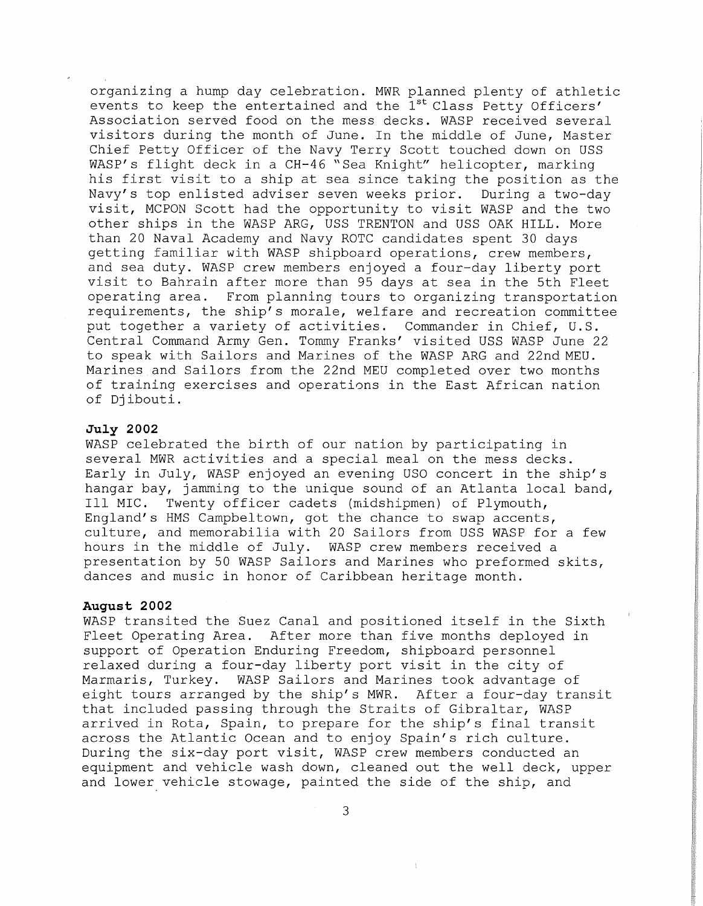organizing a hump day celebration. MWR planned plenty of athletic events to keep the entertained and the 1st Class Petty Officers' Association served food on the mess decks. WASP received several visitors during the month of June. In the middle of June, Master Chief Petty Officer of the Navy Terry Scott touched down on USS WASP's flight deck in a CH-46 "Sea Knight" helicopter, marking his first visit to a ship at sea since taking the position as the Navy's top enlisted adviser seven weeks prior. During a two-day visit, MCPON Scott had the opportunity to visit WASP and the two other ships in the WASP ARG, USS TRENTON and USS OAK HILL. More than 20 Naval Academy and Navy ROTC candidates spent 30 days getting familiar with WASP shipboard operations, crew members, and sea duty. WASP crew members enjoyed a four-day liberty port visit to Bahrain after more than 95 days at sea in the 5th Fleet operating area. From planning tours to organizing transportation requirements, the ship's morale, welfare and recreation committee put together a variety of activities. Commander in Chief, U.S. Central Command Army Gen. Tommy Franks' visited USS WASP June 22 to speak with Sailors and Marines of the WASP ARG and 22nd MEU. Marines and Sailors from the 22nd MEU completed over two months of training exercises and operations in the East African nation of Djibouti.

**July 2002**

WASP celebrated the birth of our nation by participating in several MWR activities and a special meal on the mess decks. Early in July, WASP enjoyed an evening USO concert in the ship's hangar bay, jamming to the unique sound of an Atlanta local band, Ill MIC. Twenty officer cadets (midshipmen) of Plymouth, England's HMS Campbeltown, got the chance to swap accents, culture, and memorabilia with 20 Sailors from USS WASP for a few hours in the middle of July. WASP crew members received a presentation by 50 WASP Sailors and Marines who preformed skits, dances and music in honor of Caribbean heritage month.

**August 2002**

WASP transited the Suez Canal and positioned itself in the Sixth Fleet Operating Area. After more than five months deployed in support of Operation Enduring Freedom, shipboard personnel relaxed during a four-day liberty port visit in the city of Marmaris, Turkey. WASP Sailors and Marines took advantage of eight tours arranged by the ship's MWR. After a four-day transit that included passing through the Straits of Gibraltar, WASP arrived in Rota, Spain, to prepare for the ship's final transit across the Atlantic Ocean and to enjoy Spain's rich culture. During the six-day port visit, WASP crew members conducted an equipment and vehicle wash down, cleaned out the well deck, upper and lower vehicle stowage, painted the side of the ship, and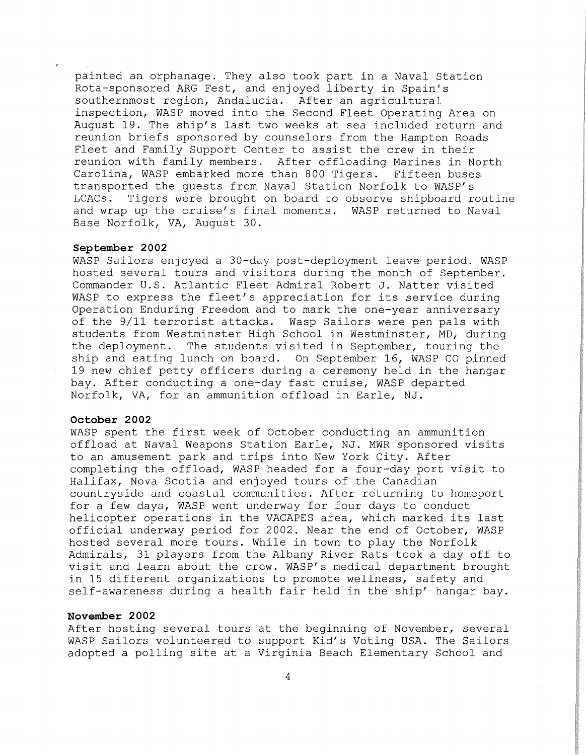painted an orphanage. They also took part in a Naval Station Rota-sponsored ARG Fest, and enjoyed liberty in Spain's southernmost region, Andalucia. After an agricultural inspection, WASP moved into the Second Fleet Operating Area on August 19. The ship's last two weeks at sea included return and reunion briefs sponsored by counselors from the Hampton Roads Fleet and Family Support Center to assist the crew in their reunion with family members. After offloading Marines in North Carolina, WASP embarked more than 800 Tigers. Fifteen buses transported the guests from Naval Station Norfolk to WASP's LCACs. Tigers were brought on board to observe shipboard routine and wrap up the cruise's final moments. WASP returned to Naval Base Norfolk, VA, August 30.

**September 2002**

WASP Sailors enjoyed a 30-day post-deployment leave period. WASP hosted several tours and visitors during the month of September. Commander U.S. Atlantic Fleet Admiral Robert J. Natter visited WASP to express the fleet's appreciation for its service during Operation Enduring Freedom and to mark the one-year anniversary of the 9/11 terrorist attacks. Wasp Sailors were pen pals with students from Westminster High School in Westminster, MD, during the deployment. The students visited in September, touring the ship and eating lunch on board. On September 16, WASP CO pinned 19 new chief petty officers during a ceremony held in the hangar bay. After conducting a one-day fast cruise, WASP departed Norfolk, VA, for an ammunition offload in Earle, NJ.

**October 2002**

WASP spent the first week of October conducting an ammunition offload at Naval Weapons Station Earle, NJ. MWR sponsored visits to an amusement park and trips into New York City. After completing the offload, WASP headed for a four-day port visit to Halifax, Nova Scotia and enjoyed tours of the Canadian countryside and coastal communities. After returning to homeport for a few days, WASP went underway for four days to conduct helicopter operations in the VACAPES area, which marked its last official underway period for 2002. Near the end of October, WASP hosted several more tours. While in town to play the Norfolk Admirals, 31 players from the Albany River Rats took a day off to visit and learn about the crew. WASP's medical department brought in 15 different organizations to promote wellness, safety and self-awareness during a health fair held in the ship' hangar bay.

**November 2002**

After hosting several tours at the beginning of November, several WASP Sailors volunteered to support Kid's Voting USA. The Sailors adopted a polling site at a Virginia Beach Elementary School and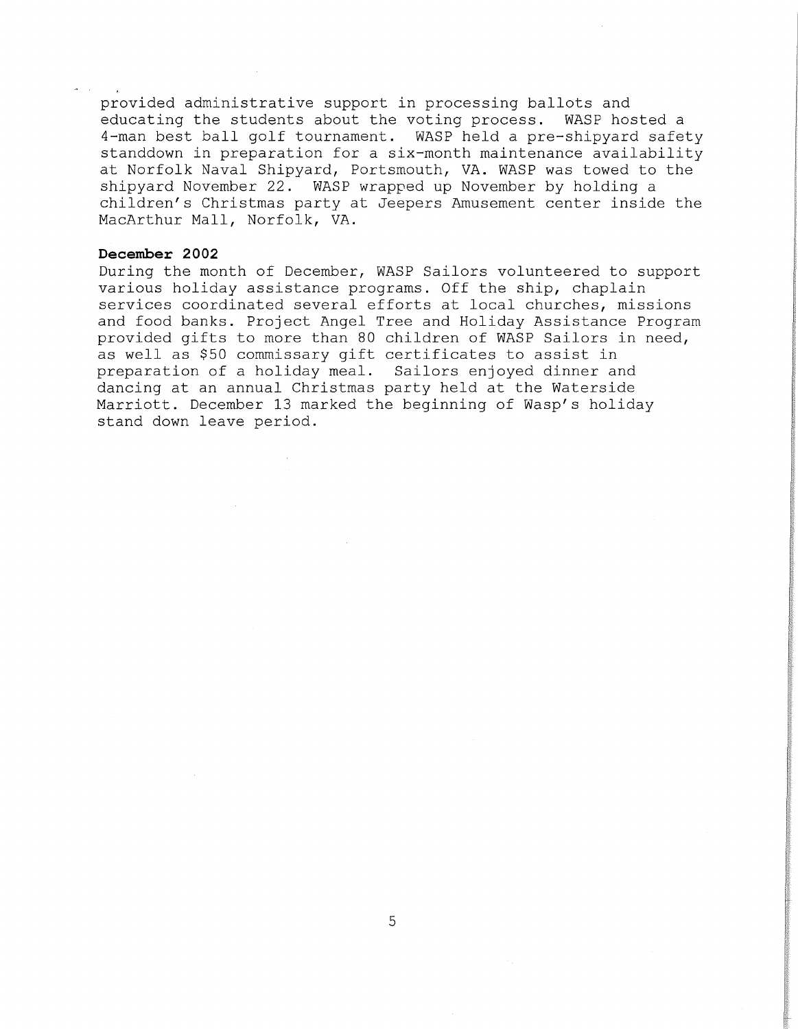provided administrative support in processing ballots and educating the students about the voting process. WASP hosted a 4-man best ball golf tournament. WASP held a pre-shipyard safety standdown in preparation for a six-month maintenance availability at Norfolk Naval Shipyard, Portsmouth, VA. WASP was towed to the shipyard November 22. WASP wrapped up November by holding a children's Christmas party at Jeepers Amusement center inside the MacArthur Mall, Norfolk, VA.

**December 2002**

During the month of December, WASP Sailors volunteered to support various holiday assistance programs. Off the ship, chaplain services coordinated several efforts at local churches, missions and food banks. Project Angel Tree and Holiday Assistance Program provided gifts to more than 80 children of WASP Sailors in need, as well as $50 commissary gift certificates to assist in preparation of a holiday meal. Sailors enjoyed dinner and dancing at an annual Christmas party held at the Waterside Marriott. December 13 marked the beginning of Wasp's holiday stand down leave period.